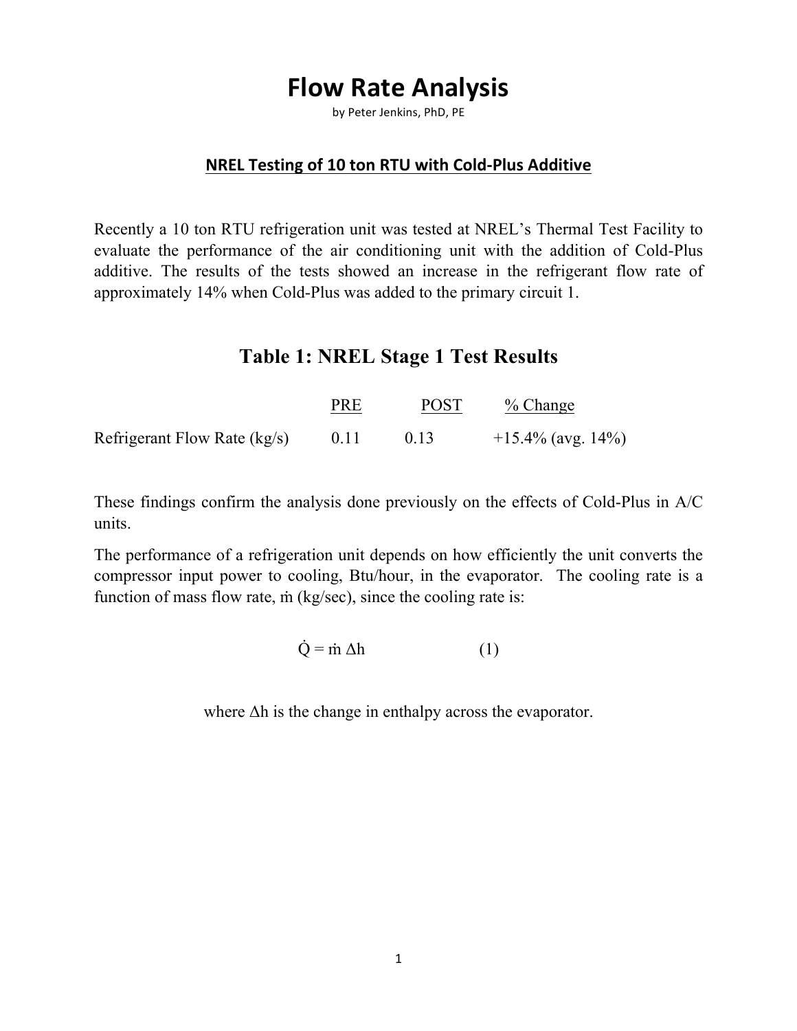# Flow Rate Analysis

by Peter Jenkins, PhD, PE

**NREL Testing of 10 ton RTU with Cold-Plus Additive**

Recently a 10 ton RTU refrigeration unit was tested at NREL's Thermal Test Facility to evaluate the performance of the air conditioning unit with the addition of Cold-Plus additive. The results of the tests showed an increase in the refrigerant flow rate of approximately 14% when Cold-Plus was added to the primary circuit 1.

## Table 1: NREL Stage 1 Test Results

| | PRE | POST | % Change |
|---|---|---|---|
| Refrigerant Flow Rate (kg/s) | 0.11 | 0.13 | +15.4% (avg. 14%) |

These findings confirm the analysis done previously on the effects of Cold-Plus in A/C units.

The performance of a refrigeration unit depends on how efficiently the unit converts the compressor input power to cooling, Btu/hour, in the evaporator. The cooling rate is a function of mass flow rate, $\dot{m}$ (kg/sec), since the cooling rate is:

$$\dot{Q} = \dot{m}\,\Delta h \qquad (1)$$

where $\Delta h$ is the change in enthalpy across the evaporator.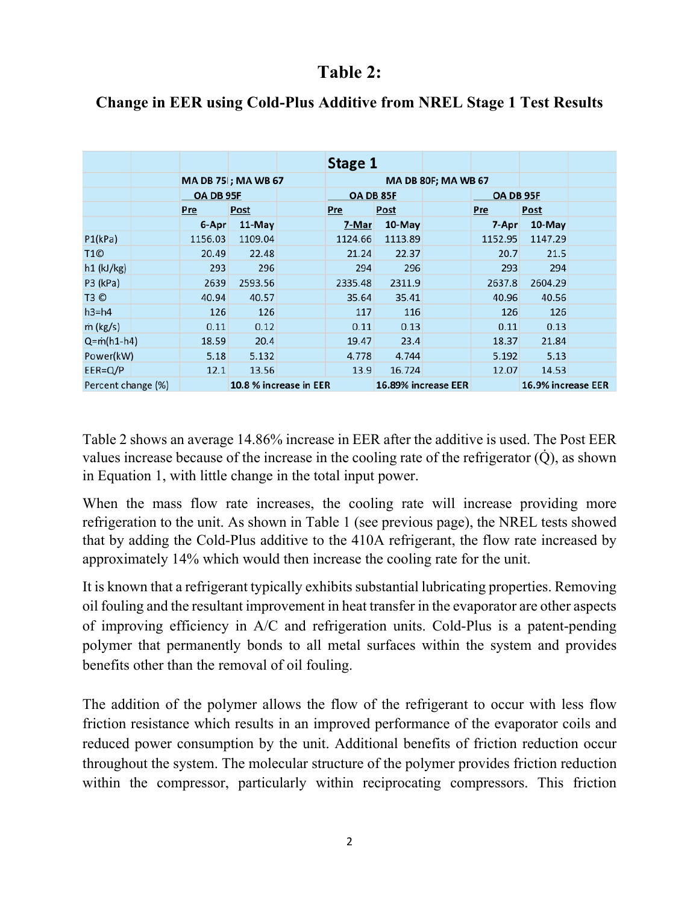# Table 2:

## Change in EER using Cold-Plus Additive from NREL Stage 1 Test Results

| | Stage 1 | | | | | | | |
|---|---|---|---|---|---|---|---|---|
| | MA DB 75F; MA WB 67 | | | MA DB 80F; MA WB 67 | | | | |
| | OA DB 95F | | | OA DB 85F | | | OA DB 95F | |
| | Pre | Post | | Pre | Post | | Pre | Post |
| | 6-Apr | 11-May | | 7-Mar | 10-May | | 7-Apr | 10-May |
| P1(kPa) | 1156.03 | 1109.04 | | 1124.66 | 1113.89 | | 1152.95 | 1147.29 |
| T1© | 20.49 | 22.48 | | 21.24 | 22.37 | | 20.7 | 21.5 |
| h1 (kJ/kg) | 293 | 296 | | 294 | 296 | | 293 | 294 |
| P3 (kPa) | 2639 | 2593.56 | | 2335.48 | 2311.9 | | 2637.8 | 2604.29 |
| T3 © | 40.94 | 40.57 | | 35.64 | 35.41 | | 40.96 | 40.56 |
| h3=h4 | 126 | 126 | | 117 | 116 | | 126 | 126 |
| ṁ (kg/s) | 0.11 | 0.12 | | 0.11 | 0.13 | | 0.11 | 0.13 |
| Q=ṁ(h1-h4) | 18.59 | 20.4 | | 19.47 | 23.4 | | 18.37 | 21.84 |
| Power(kW) | 5.18 | 5.132 | | 4.778 | 4.744 | | 5.192 | 5.13 |
| EER=Q/P | 12.1 | 13.56 | | 13.9 | 16.724 | | 12.07 | 14.53 |
| Percent change (%) | | 10.8 % increase in EER | | | 16.89% increase EER | | | 16.9% increase EER |

Table 2 shows an average 14.86% increase in EER after the additive is used. The Post EER values increase because of the increase in the cooling rate of the refrigerator ($\dot{Q}$), as shown in Equation 1, with little change in the total input power.

When the mass flow rate increases, the cooling rate will increase providing more refrigeration to the unit. As shown in Table 1 (see previous page), the NREL tests showed that by adding the Cold-Plus additive to the 410A refrigerant, the flow rate increased by approximately 14% which would then increase the cooling rate for the unit.

It is known that a refrigerant typically exhibits substantial lubricating properties. Removing oil fouling and the resultant improvement in heat transfer in the evaporator are other aspects of improving efficiency in A/C and refrigeration units. Cold-Plus is a patent-pending polymer that permanently bonds to all metal surfaces within the system and provides benefits other than the removal of oil fouling.

The addition of the polymer allows the flow of the refrigerant to occur with less flow friction resistance which results in an improved performance of the evaporator coils and reduced power consumption by the unit. Additional benefits of friction reduction occur throughout the system. The molecular structure of the polymer provides friction reduction within the compressor, particularly within reciprocating compressors. This friction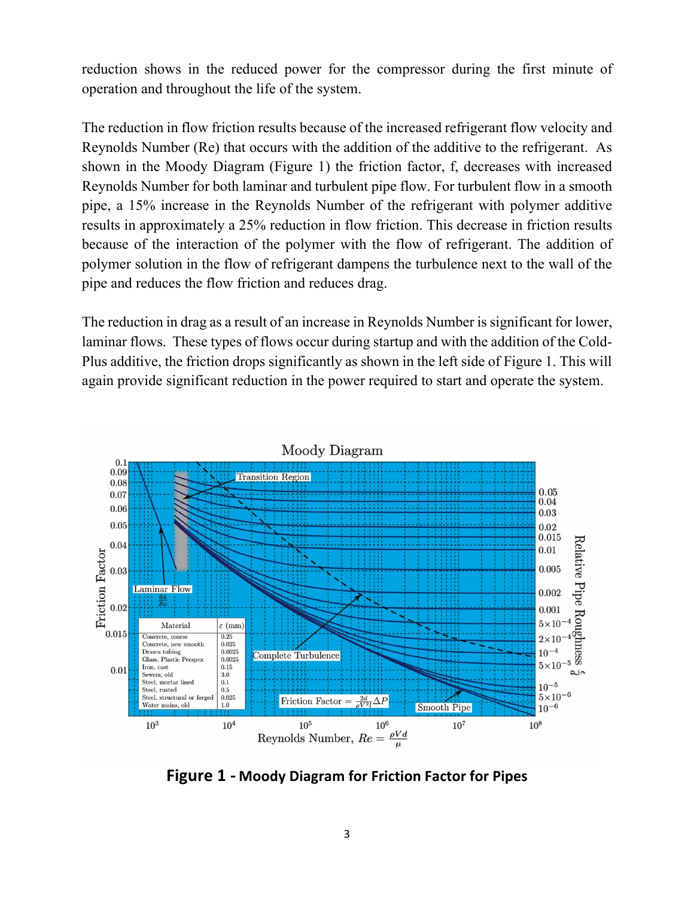reduction shows in the reduced power for the compressor during the first minute of operation and throughout the life of the system.

The reduction in flow friction results because of the increased refrigerant flow velocity and Reynolds Number (Re) that occurs with the addition of the additive to the refrigerant. As shown in the Moody Diagram (Figure 1) the friction factor, f, decreases with increased Reynolds Number for both laminar and turbulent pipe flow. For turbulent flow in a smooth pipe, a 15% increase in the Reynolds Number of the refrigerant with polymer additive results in approximately a 25% reduction in flow friction. This decrease in friction results because of the interaction of the polymer with the flow of refrigerant. The addition of polymer solution in the flow of refrigerant dampens the turbulence next to the wall of the pipe and reduces the flow friction and reduces drag.

The reduction in drag as a result of an increase in Reynolds Number is significant for lower, laminar flows. These types of flows occur during startup and with the addition of the Cold-Plus additive, the friction drops significantly as shown in the left side of Figure 1. This will again provide significant reduction in the power required to start and operate the system.

**Figure 1 - Moody Diagram for Friction Factor for Pipes**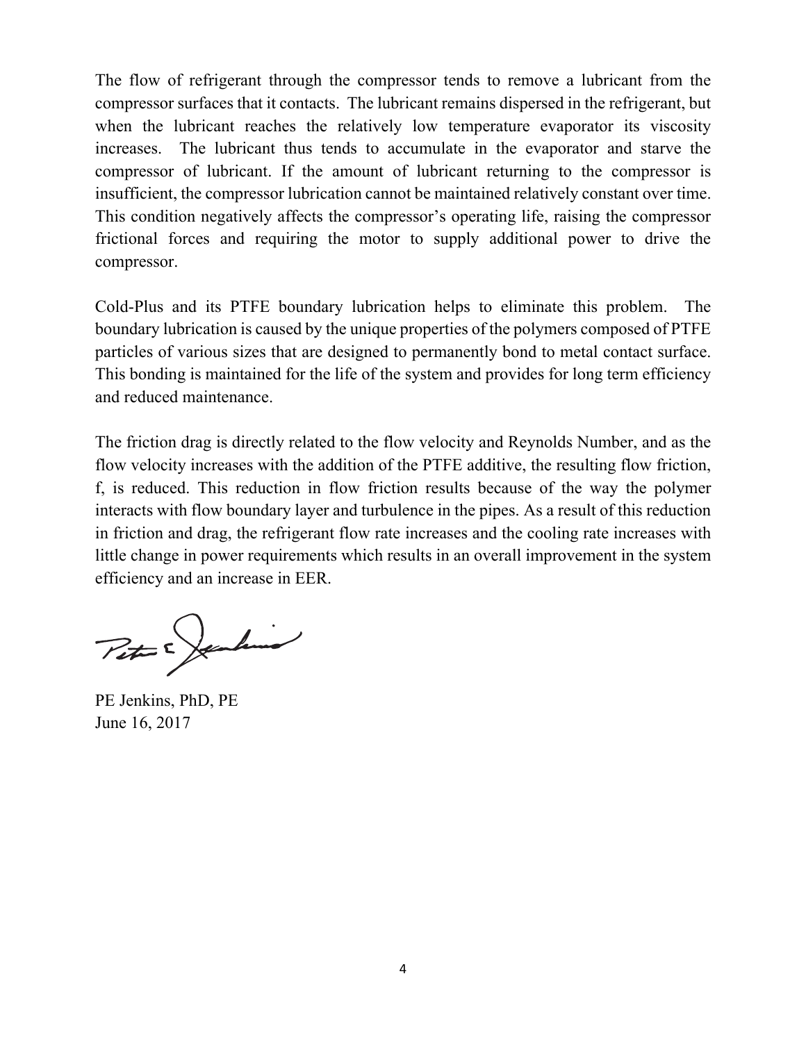The flow of refrigerant through the compressor tends to remove a lubricant from the compressor surfaces that it contacts. The lubricant remains dispersed in the refrigerant, but when the lubricant reaches the relatively low temperature evaporator its viscosity increases. The lubricant thus tends to accumulate in the evaporator and starve the compressor of lubricant. If the amount of lubricant returning to the compressor is insufficient, the compressor lubrication cannot be maintained relatively constant over time. This condition negatively affects the compressor's operating life, raising the compressor frictional forces and requiring the motor to supply additional power to drive the compressor.

Cold-Plus and its PTFE boundary lubrication helps to eliminate this problem. The boundary lubrication is caused by the unique properties of the polymers composed of PTFE particles of various sizes that are designed to permanently bond to metal contact surface. This bonding is maintained for the life of the system and provides for long term efficiency and reduced maintenance.

The friction drag is directly related to the flow velocity and Reynolds Number, and as the flow velocity increases with the addition of the PTFE additive, the resulting flow friction, f, is reduced. This reduction in flow friction results because of the way the polymer interacts with flow boundary layer and turbulence in the pipes. As a result of this reduction in friction and drag, the refrigerant flow rate increases and the cooling rate increases with little change in power requirements which results in an overall improvement in the system efficiency and an increase in EER.

PE Jenkins, PhD, PE
June 16, 2017